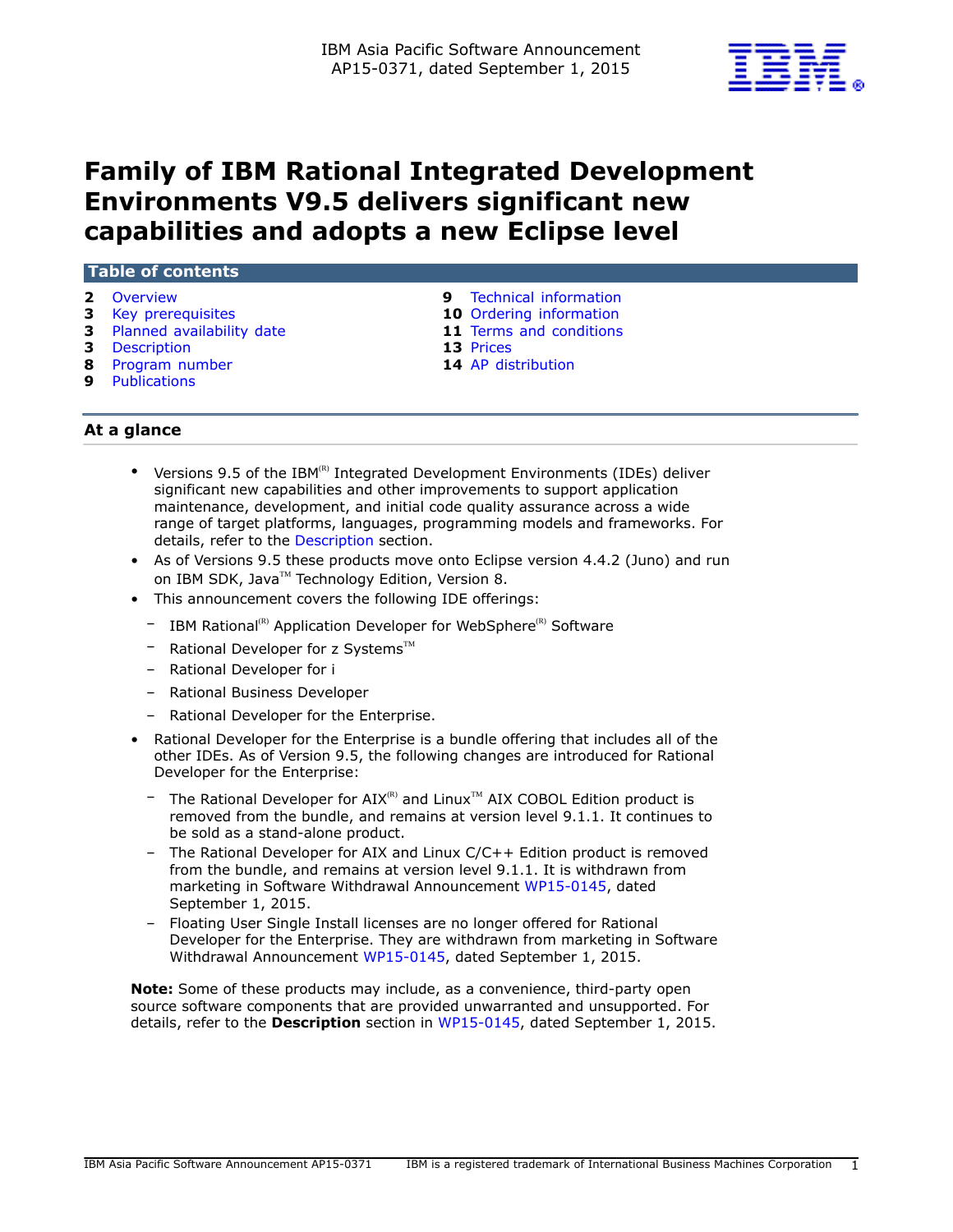IBM Asia Pacific Software Announcement
AP15-0371, dated September 1, 2015

# Family of IBM Rational Integrated Development Environments V9.5 delivers significant new capabilities and adopts a new Eclipse level

## Table of contents

- 2 Overview
- 3 Key prerequisites
- 3 Planned availability date
- 3 Description
- 8 Program number
- 9 Publications
- 9 Technical information
- 10 Ordering information
- 11 Terms and conditions
- 13 Prices
- 14 AP distribution

## At a glance

- Versions 9.5 of the IBM(R) Integrated Development Environments (IDEs) deliver significant new capabilities and other improvements to support application maintenance, development, and initial code quality assurance across a wide range of target platforms, languages, programming models and frameworks. For details, refer to the Description section.
- As of Versions 9.5 these products move onto Eclipse version 4.4.2 (Juno) and run on IBM SDK, Java(TM) Technology Edition, Version 8.
- This announcement covers the following IDE offerings:
  - IBM Rational(R) Application Developer for WebSphere(R) Software
  - Rational Developer for z Systems(TM)
  - Rational Developer for i
  - Rational Business Developer
  - Rational Developer for the Enterprise.
- Rational Developer for the Enterprise is a bundle offering that includes all of the other IDEs. As of Version 9.5, the following changes are introduced for Rational Developer for the Enterprise:
  - The Rational Developer for AIX(R) and Linux(TM) AIX COBOL Edition product is removed from the bundle, and remains at version level 9.1.1. It continues to be sold as a stand-alone product.
  - The Rational Developer for AIX and Linux C/C++ Edition product is removed from the bundle, and remains at version level 9.1.1. It is withdrawn from marketing in Software Withdrawal Announcement WP15-0145, dated September 1, 2015.
  - Floating User Single Install licenses are no longer offered for Rational Developer for the Enterprise. They are withdrawn from marketing in Software Withdrawal Announcement WP15-0145, dated September 1, 2015.

**Note:** Some of these products may include, as a convenience, third-party open source software components that are provided unwarranted and unsupported. For details, refer to the **Description** section in WP15-0145, dated September 1, 2015.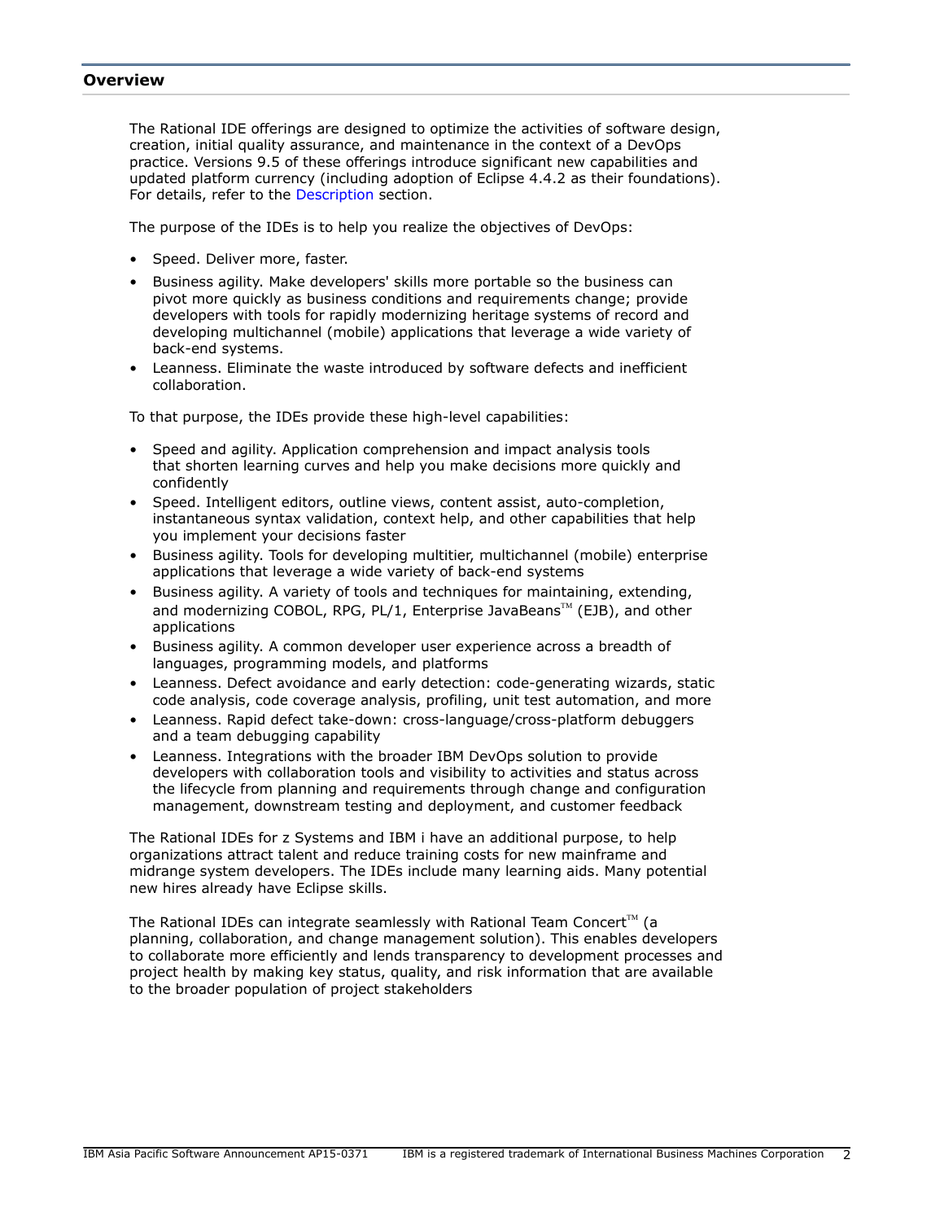## Overview

The Rational IDE offerings are designed to optimize the activities of software design, creation, initial quality assurance, and maintenance in the context of a DevOps practice. Versions 9.5 of these offerings introduce significant new capabilities and updated platform currency (including adoption of Eclipse 4.4.2 as their foundations). For details, refer to the Description section.

The purpose of the IDEs is to help you realize the objectives of DevOps:

- Speed. Deliver more, faster.
- Business agility. Make developers' skills more portable so the business can pivot more quickly as business conditions and requirements change; provide developers with tools for rapidly modernizing heritage systems of record and developing multichannel (mobile) applications that leverage a wide variety of back-end systems.
- Leanness. Eliminate the waste introduced by software defects and inefficient collaboration.

To that purpose, the IDEs provide these high-level capabilities:

- Speed and agility. Application comprehension and impact analysis tools that shorten learning curves and help you make decisions more quickly and confidently
- Speed. Intelligent editors, outline views, content assist, auto-completion, instantaneous syntax validation, context help, and other capabilities that help you implement your decisions faster
- Business agility. Tools for developing multitier, multichannel (mobile) enterprise applications that leverage a wide variety of back-end systems
- Business agility. A variety of tools and techniques for maintaining, extending, and modernizing COBOL, RPG, PL/1, Enterprise JavaBeans™ (EJB), and other applications
- Business agility. A common developer user experience across a breadth of languages, programming models, and platforms
- Leanness. Defect avoidance and early detection: code-generating wizards, static code analysis, code coverage analysis, profiling, unit test automation, and more
- Leanness. Rapid defect take-down: cross-language/cross-platform debuggers and a team debugging capability
- Leanness. Integrations with the broader IBM DevOps solution to provide developers with collaboration tools and visibility to activities and status across the lifecycle from planning and requirements through change and configuration management, downstream testing and deployment, and customer feedback

The Rational IDEs for z Systems and IBM i have an additional purpose, to help organizations attract talent and reduce training costs for new mainframe and midrange system developers. The IDEs include many learning aids. Many potential new hires already have Eclipse skills.

The Rational IDEs can integrate seamlessly with Rational Team Concert™ (a planning, collaboration, and change management solution). This enables developers to collaborate more efficiently and lends transparency to development processes and project health by making key status, quality, and risk information that are available to the broader population of project stakeholders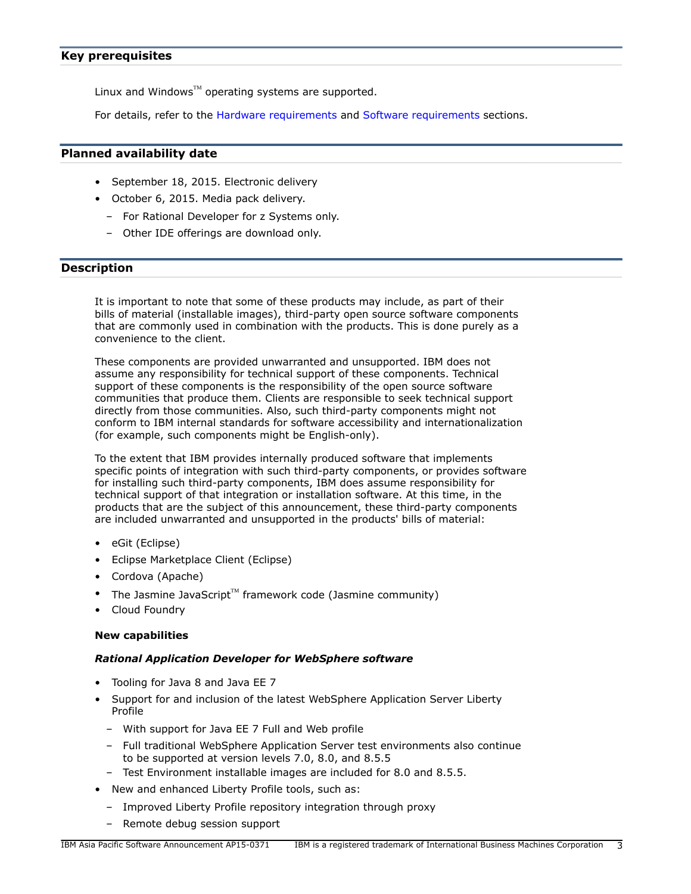## Key prerequisites

Linux and Windows™ operating systems are supported.

For details, refer to the Hardware requirements and Software requirements sections.

## Planned availability date

- September 18, 2015. Electronic delivery
- October 6, 2015. Media pack delivery.
  - For Rational Developer for z Systems only.
  - Other IDE offerings are download only.

## Description

It is important to note that some of these products may include, as part of their bills of material (installable images), third-party open source software components that are commonly used in combination with the products. This is done purely as a convenience to the client.

These components are provided unwarranted and unsupported. IBM does not assume any responsibility for technical support of these components. Technical support of these components is the responsibility of the open source software communities that produce them. Clients are responsible to seek technical support directly from those communities. Also, such third-party components might not conform to IBM internal standards for software accessibility and internationalization (for example, such components might be English-only).

To the extent that IBM provides internally produced software that implements specific points of integration with such third-party components, or provides software for installing such third-party components, IBM does assume responsibility for technical support of that integration or installation software. At this time, in the products that are the subject of this announcement, these third-party components are included unwarranted and unsupported in the products' bills of material:

- eGit (Eclipse)
- Eclipse Marketplace Client (Eclipse)
- Cordova (Apache)
- The Jasmine JavaScript™ framework code (Jasmine community)
- Cloud Foundry

**New capabilities**

***Rational Application Developer for WebSphere software***

- Tooling for Java 8 and Java EE 7
- Support for and inclusion of the latest WebSphere Application Server Liberty Profile
  - With support for Java EE 7 Full and Web profile
  - Full traditional WebSphere Application Server test environments also continue to be supported at version levels 7.0, 8.0, and 8.5.5
  - Test Environment installable images are included for 8.0 and 8.5.5.
- New and enhanced Liberty Profile tools, such as:
  - Improved Liberty Profile repository integration through proxy
  - Remote debug session support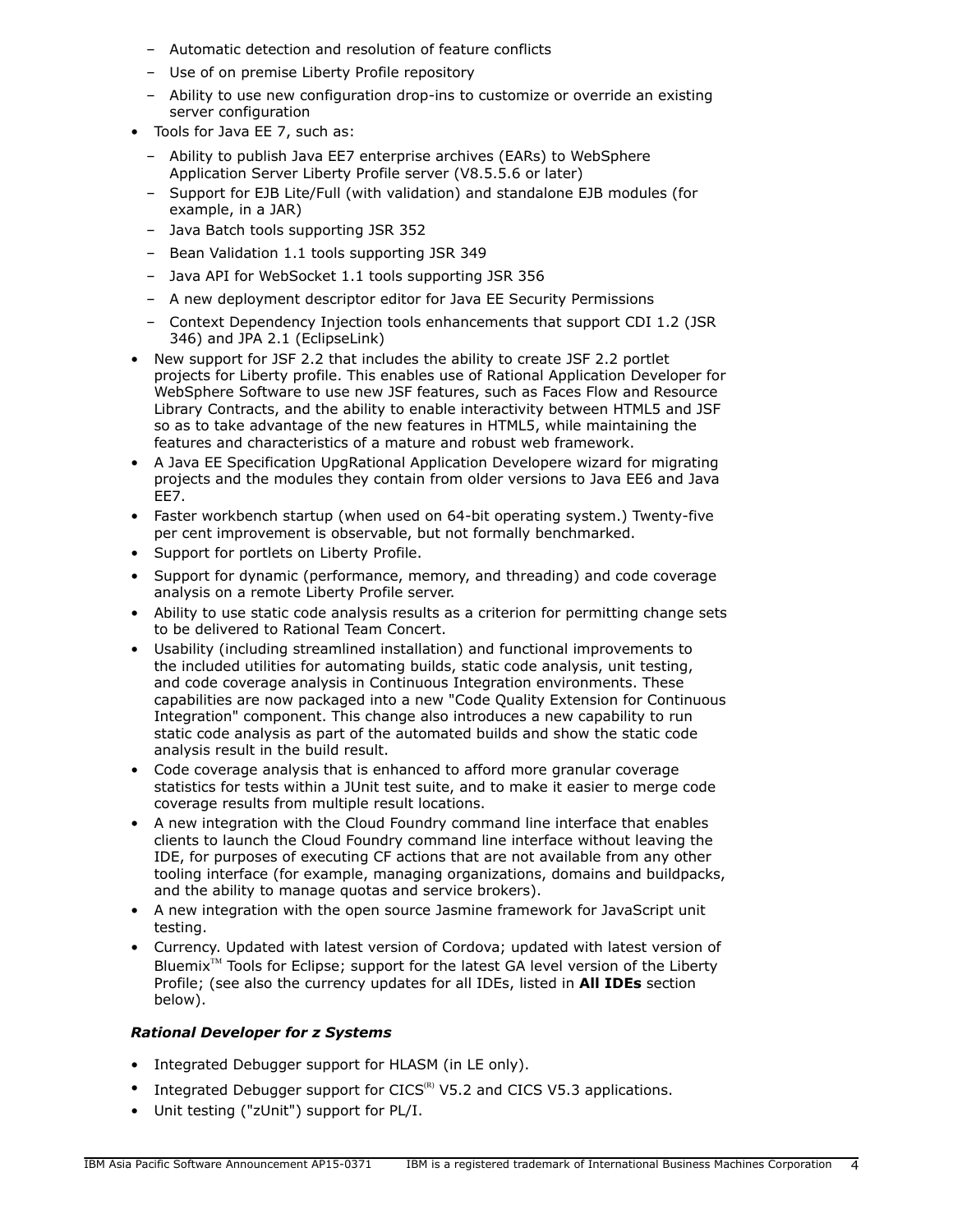- Automatic detection and resolution of feature conflicts
- Use of on premise Liberty Profile repository
- Ability to use new configuration drop-ins to customize or override an existing server configuration

- Tools for Java EE 7, such as:
  - Ability to publish Java EE7 enterprise archives (EARs) to WebSphere Application Server Liberty Profile server (V8.5.5.6 or later)
  - Support for EJB Lite/Full (with validation) and standalone EJB modules (for example, in a JAR)
  - Java Batch tools supporting JSR 352
  - Bean Validation 1.1 tools supporting JSR 349
  - Java API for WebSocket 1.1 tools supporting JSR 356
  - A new deployment descriptor editor for Java EE Security Permissions
  - Context Dependency Injection tools enhancements that support CDI 1.2 (JSR 346) and JPA 2.1 (EclipseLink)
- New support for JSF 2.2 that includes the ability to create JSF 2.2 portlet projects for Liberty profile. This enables use of Rational Application Developer for WebSphere Software to use new JSF features, such as Faces Flow and Resource Library Contracts, and the ability to enable interactivity between HTML5 and JSF so as to take advantage of the new features in HTML5, while maintaining the features and characteristics of a mature and robust web framework.
- A Java EE Specification UpgRational Application Developere wizard for migrating projects and the modules they contain from older versions to Java EE6 and Java EE7.
- Faster workbench startup (when used on 64-bit operating system.) Twenty-five per cent improvement is observable, but not formally benchmarked.
- Support for portlets on Liberty Profile.
- Support for dynamic (performance, memory, and threading) and code coverage analysis on a remote Liberty Profile server.
- Ability to use static code analysis results as a criterion for permitting change sets to be delivered to Rational Team Concert.
- Usability (including streamlined installation) and functional improvements to the included utilities for automating builds, static code analysis, unit testing, and code coverage analysis in Continuous Integration environments. These capabilities are now packaged into a new "Code Quality Extension for Continuous Integration" component. This change also introduces a new capability to run static code analysis as part of the automated builds and show the static code analysis result in the build result.
- Code coverage analysis that is enhanced to afford more granular coverage statistics for tests within a JUnit test suite, and to make it easier to merge code coverage results from multiple result locations.
- A new integration with the Cloud Foundry command line interface that enables clients to launch the Cloud Foundry command line interface without leaving the IDE, for purposes of executing CF actions that are not available from any other tooling interface (for example, managing organizations, domains and buildpacks, and the ability to manage quotas and service brokers).
- A new integration with the open source Jasmine framework for JavaScript unit testing.
- Currency. Updated with latest version of Cordova; updated with latest version of Bluemix™ Tools for Eclipse; support for the latest GA level version of the Liberty Profile; (see also the currency updates for all IDEs, listed in **All IDEs** section below).

### *Rational Developer for z Systems*

- Integrated Debugger support for HLASM (in LE only).
- Integrated Debugger support for CICS(R) V5.2 and CICS V5.3 applications.
- Unit testing ("zUnit") support for PL/I.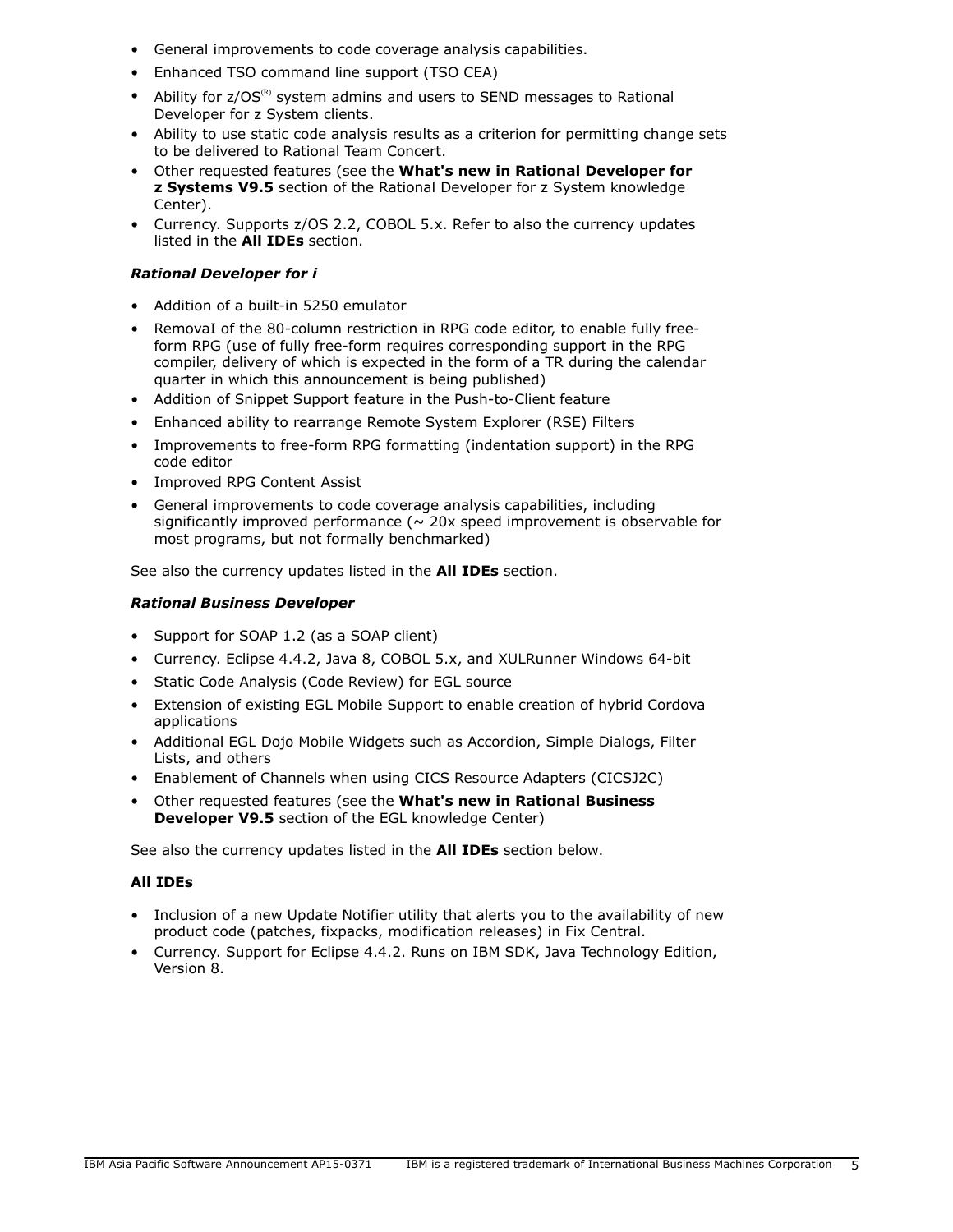- General improvements to code coverage analysis capabilities.
- Enhanced TSO command line support (TSO CEA)
- Ability for z/OS(R) system admins and users to SEND messages to Rational Developer for z System clients.
- Ability to use static code analysis results as a criterion for permitting change sets to be delivered to Rational Team Concert.
- Other requested features (see the **What's new in Rational Developer for z Systems V9.5** section of the Rational Developer for z System knowledge Center).
- Currency. Supports z/OS 2.2, COBOL 5.x. Refer to also the currency updates listed in the **All IDEs** section.

### *Rational Developer for i*

- Addition of a built-in 5250 emulator
- RemovaI of the 80-column restriction in RPG code editor, to enable fully free-form RPG (use of fully free-form requires corresponding support in the RPG compiler, delivery of which is expected in the form of a TR during the calendar quarter in which this announcement is being published)
- Addition of Snippet Support feature in the Push-to-Client feature
- Enhanced ability to rearrange Remote System Explorer (RSE) Filters
- Improvements to free-form RPG formatting (indentation support) in the RPG code editor
- Improved RPG Content Assist
- General improvements to code coverage analysis capabilities, including significantly improved performance (~ 20x speed improvement is observable for most programs, but not formally benchmarked)

See also the currency updates listed in the **All IDEs** section.

### *Rational Business Developer*

- Support for SOAP 1.2 (as a SOAP client)
- Currency. Eclipse 4.4.2, Java 8, COBOL 5.x, and XULRunner Windows 64-bit
- Static Code Analysis (Code Review) for EGL source
- Extension of existing EGL Mobile Support to enable creation of hybrid Cordova applications
- Additional EGL Dojo Mobile Widgets such as Accordion, Simple Dialogs, Filter Lists, and others
- Enablement of Channels when using CICS Resource Adapters (CICSJ2C)
- Other requested features (see the **What's new in Rational Business Developer V9.5** section of the EGL knowledge Center)

See also the currency updates listed in the **All IDEs** section below.

### All IDEs

- Inclusion of a new Update Notifier utility that alerts you to the availability of new product code (patches, fixpacks, modification releases) in Fix Central.
- Currency. Support for Eclipse 4.4.2. Runs on IBM SDK, Java Technology Edition, Version 8.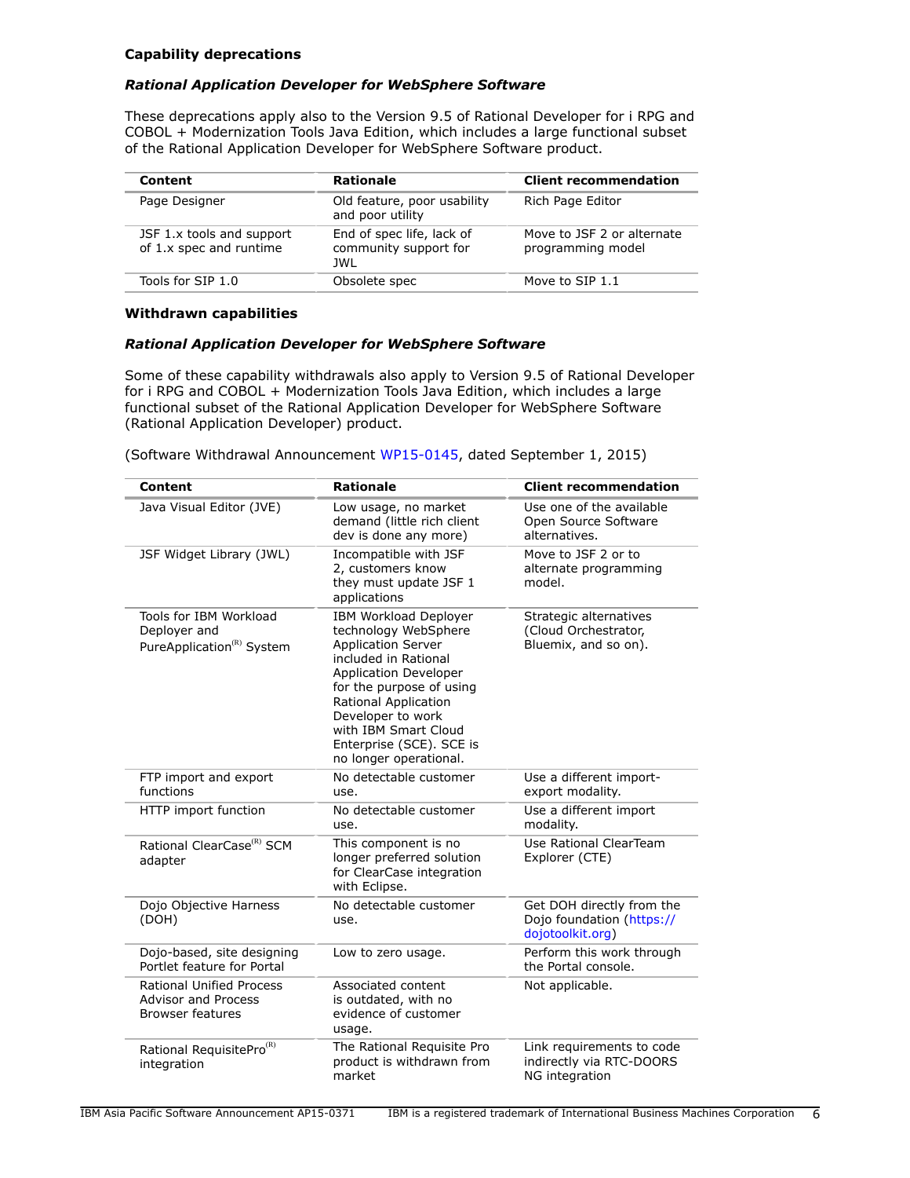### Capability deprecations

#### *Rational Application Developer for WebSphere Software*

These deprecations apply also to the Version 9.5 of Rational Developer for i RPG and COBOL + Modernization Tools Java Edition, which includes a large functional subset of the Rational Application Developer for WebSphere Software product.

| Content | Rationale | Client recommendation |
|---|---|---|
| Page Designer | Old feature, poor usability and poor utility | Rich Page Editor |
| JSF 1.x tools and support of 1.x spec and runtime | End of spec life, lack of community support for JWL | Move to JSF 2 or alternate programming model |
| Tools for SIP 1.0 | Obsolete spec | Move to SIP 1.1 |

### Withdrawn capabilities

#### *Rational Application Developer for WebSphere Software*

Some of these capability withdrawals also apply to Version 9.5 of Rational Developer for i RPG and COBOL + Modernization Tools Java Edition, which includes a large functional subset of the Rational Application Developer for WebSphere Software (Rational Application Developer) product.

(Software Withdrawal Announcement WP15-0145, dated September 1, 2015)

| Content | Rationale | Client recommendation |
|---|---|---|
| Java Visual Editor (JVE) | Low usage, no market demand (little rich client dev is done any more) | Use one of the available Open Source Software alternatives. |
| JSF Widget Library (JWL) | Incompatible with JSF 2, customers know they must update JSF 1 applications | Move to JSF 2 or to alternate programming model. |
| Tools for IBM Workload Deployer and PureApplication(R) System | IBM Workload Deployer technology WebSphere Application Server included in Rational Application Developer for the purpose of using Rational Application Developer to work with IBM Smart Cloud Enterprise (SCE). SCE is no longer operational. | Strategic alternatives (Cloud Orchestrator, Bluemix, and so on). |
| FTP import and export functions | No detectable customer use. | Use a different import-export modality. |
| HTTP import function | No detectable customer use. | Use a different import modality. |
| Rational ClearCase(R) SCM adapter | This component is no longer preferred solution for ClearCase integration with Eclipse. | Use Rational ClearTeam Explorer (CTE) |
| Dojo Objective Harness (DOH) | No detectable customer use. | Get DOH directly from the Dojo foundation (https://dojotoolkit.org) |
| Dojo-based, site designing Portlet feature for Portal | Low to zero usage. | Perform this work through the Portal console. |
| Rational Unified Process Advisor and Process Browser features | Associated content is outdated, with no evidence of customer usage. | Not applicable. |
| Rational RequisitePro(R) integration | The Rational Requisite Pro product is withdrawn from market | Link requirements to code indirectly via RTC-DOORS NG integration |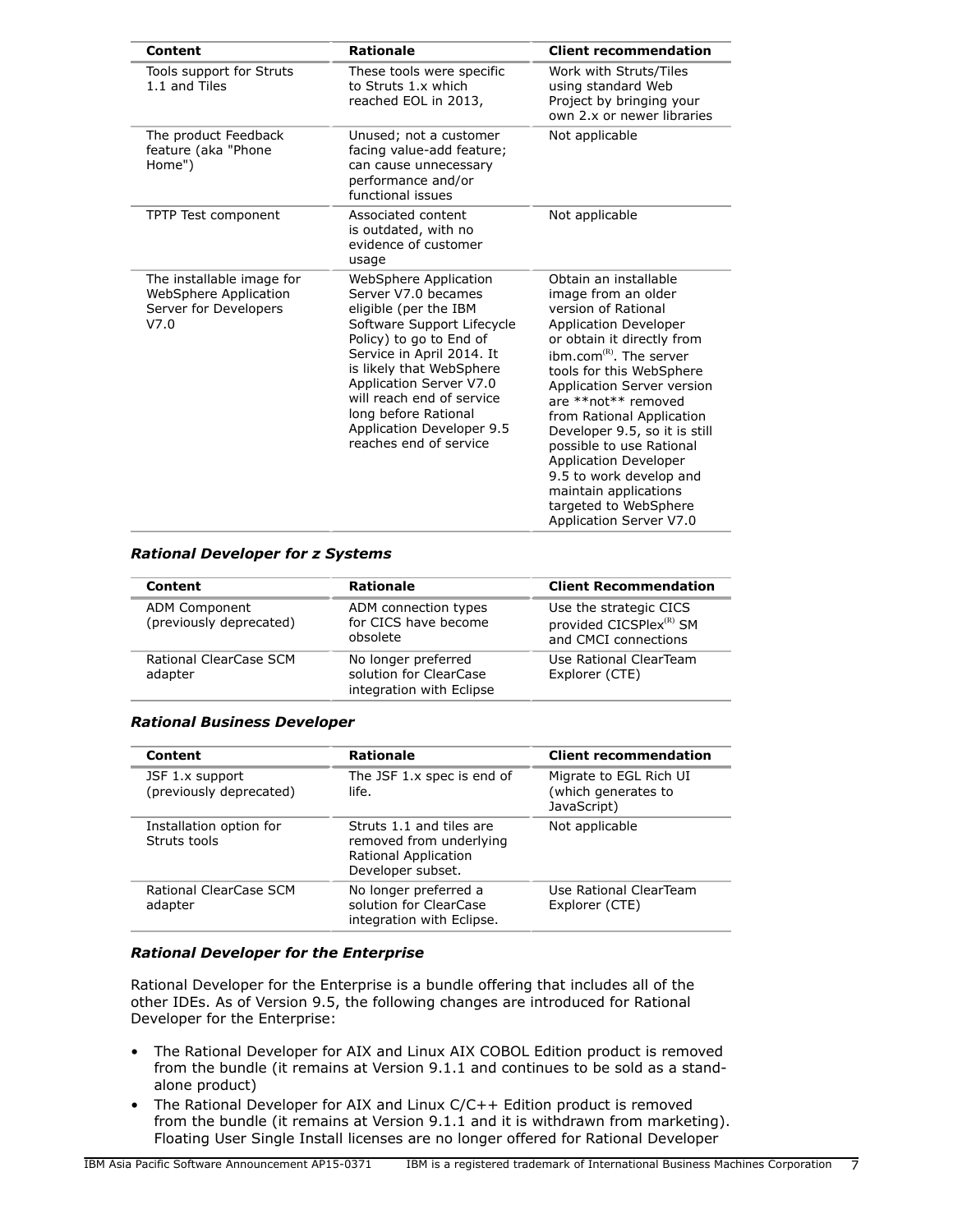| Content | Rationale | Client recommendation |
| --- | --- | --- |
| Tools support for Struts 1.1 and Tiles | These tools were specific to Struts 1.x which reached EOL in 2013, | Work with Struts/Tiles using standard Web Project by bringing your own 2.x or newer libraries |
| The product Feedback feature (aka "Phone Home") | Unused; not a customer facing value-add feature; can cause unnecessary performance and/or functional issues | Not applicable |
| TPTP Test component | Associated content is outdated, with no evidence of customer usage | Not applicable |
| The installable image for WebSphere Application Server for Developers V7.0 | WebSphere Application Server V7.0 becames eligible (per the IBM Software Support Lifecycle Policy) to go to End of Service in April 2014. It is likely that WebSphere Application Server V7.0 will reach end of service long before Rational Application Developer 9.5 reaches end of service | Obtain an installable image from an older version of Rational Application Developer or obtain it directly from ibm.com(R). The server tools for this WebSphere Application Server version are **not** removed from Rational Application Developer 9.5, so it is still possible to use Rational Application Developer 9.5 to work develop and maintain applications targeted to WebSphere Application Server V7.0 |

### *Rational Developer for z Systems*

| Content | Rationale | Client Recommendation |
| --- | --- | --- |
| ADM Component (previously deprecated) | ADM connection types for CICS have become obsolete | Use the strategic CICS provided CICSPlex(R) SM and CMCI connections |
| Rational ClearCase SCM adapter | No longer preferred solution for ClearCase integration with Eclipse | Use Rational ClearTeam Explorer (CTE) |

### *Rational Business Developer*

| Content | Rationale | Client recommendation |
| --- | --- | --- |
| JSF 1.x support (previously deprecated) | The JSF 1.x spec is end of life. | Migrate to EGL Rich UI (which generates to JavaScript) |
| Installation option for Struts tools | Struts 1.1 and tiles are removed from underlying Rational Application Developer subset. | Not applicable |
| Rational ClearCase SCM adapter | No longer preferred a solution for ClearCase integration with Eclipse. | Use Rational ClearTeam Explorer (CTE) |

### *Rational Developer for the Enterprise*

Rational Developer for the Enterprise is a bundle offering that includes all of the other IDEs. As of Version 9.5, the following changes are introduced for Rational Developer for the Enterprise:

- The Rational Developer for AIX and Linux AIX COBOL Edition product is removed from the bundle (it remains at Version 9.1.1 and continues to be sold as a stand-alone product)
- The Rational Developer for AIX and Linux C/C++ Edition product is removed from the bundle (it remains at Version 9.1.1 and it is withdrawn from marketing). Floating User Single Install licenses are no longer offered for Rational Developer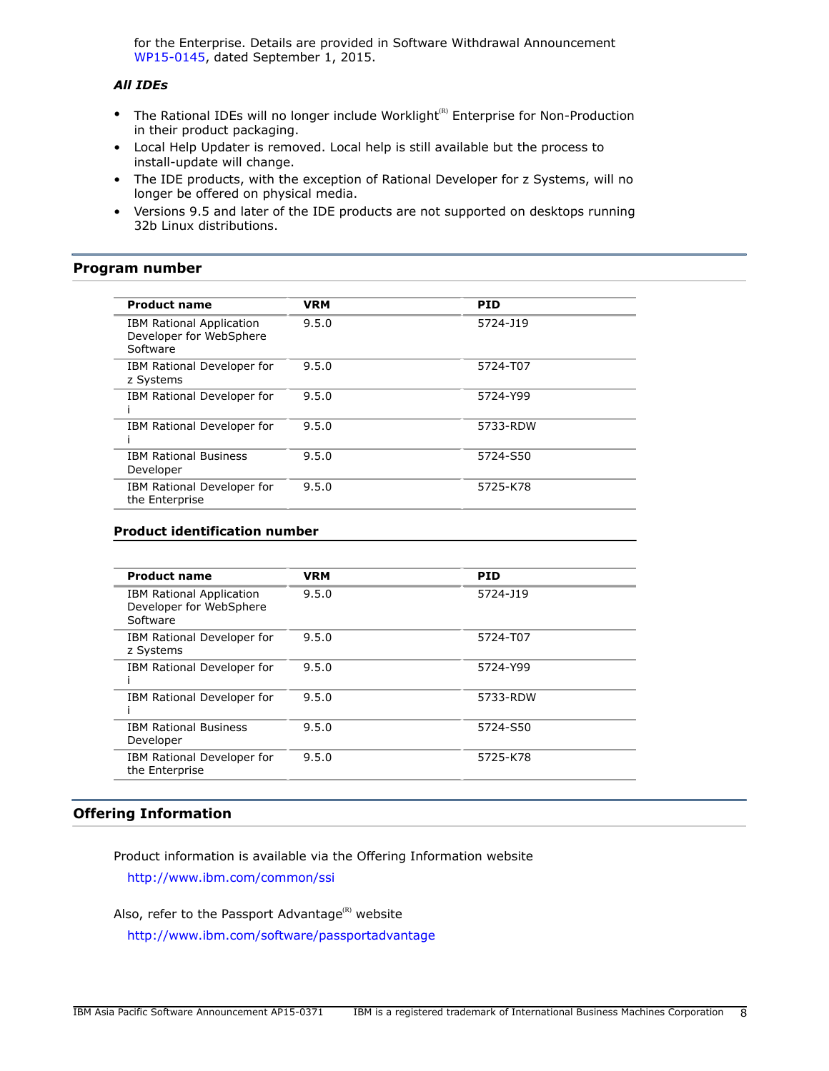for the Enterprise. Details are provided in Software Withdrawal Announcement WP15-0145, dated September 1, 2015.

***All IDEs***

- The Rational IDEs will no longer include Worklight(R) Enterprise for Non-Production in their product packaging.
- Local Help Updater is removed. Local help is still available but the process to install-update will change.
- The IDE products, with the exception of Rational Developer for z Systems, will no longer be offered on physical media.
- Versions 9.5 and later of the IDE products are not supported on desktops running 32b Linux distributions.

## Program number

| Product name | VRM | PID |
|---|---|---|
| IBM Rational Application Developer for WebSphere Software | 9.5.0 | 5724-J19 |
| IBM Rational Developer for z Systems | 9.5.0 | 5724-T07 |
| IBM Rational Developer for i | 9.5.0 | 5724-Y99 |
| IBM Rational Developer for i | 9.5.0 | 5733-RDW |
| IBM Rational Business Developer | 9.5.0 | 5724-S50 |
| IBM Rational Developer for the Enterprise | 9.5.0 | 5725-K78 |

### Product identification number

| Product name | VRM | PID |
|---|---|---|
| IBM Rational Application Developer for WebSphere Software | 9.5.0 | 5724-J19 |
| IBM Rational Developer for z Systems | 9.5.0 | 5724-T07 |
| IBM Rational Developer for i | 9.5.0 | 5724-Y99 |
| IBM Rational Developer for i | 9.5.0 | 5733-RDW |
| IBM Rational Business Developer | 9.5.0 | 5724-S50 |
| IBM Rational Developer for the Enterprise | 9.5.0 | 5725-K78 |

## Offering Information

Product information is available via the Offering Information website

http://www.ibm.com/common/ssi

Also, refer to the Passport Advantage(R) website

http://www.ibm.com/software/passportadvantage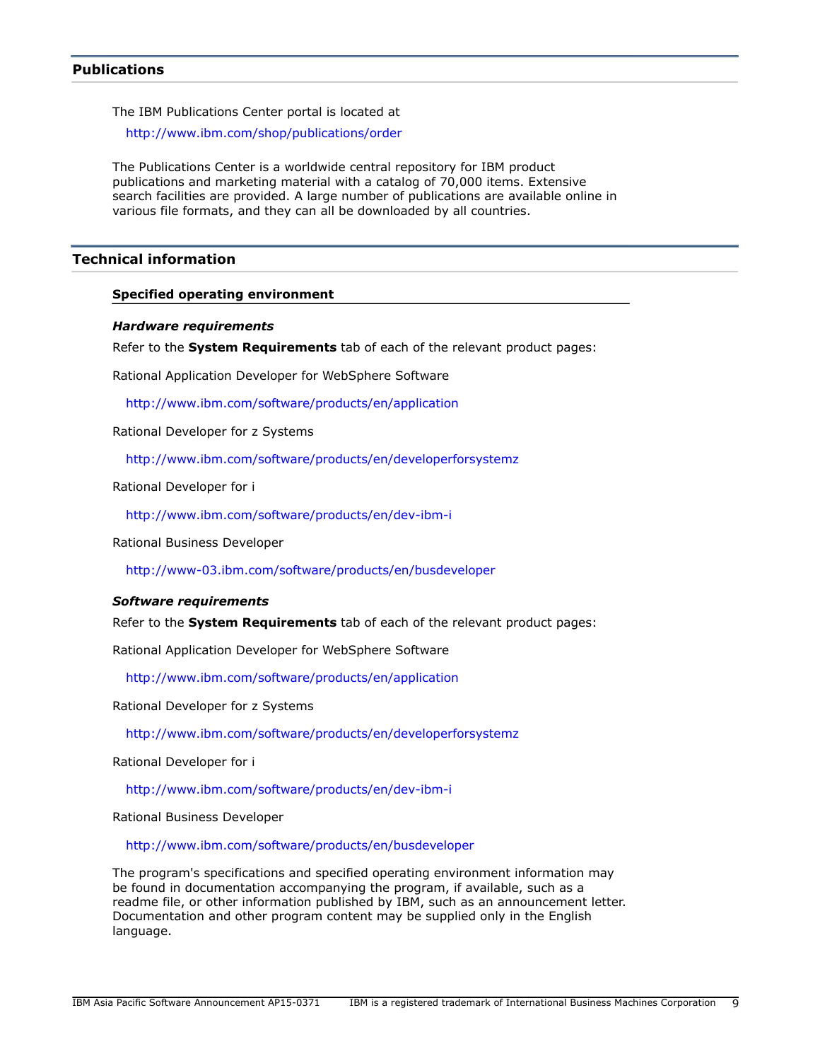## Publications

The IBM Publications Center portal is located at

http://www.ibm.com/shop/publications/order

The Publications Center is a worldwide central repository for IBM product publications and marketing material with a catalog of 70,000 items. Extensive search facilities are provided. A large number of publications are available online in various file formats, and they can all be downloaded by all countries.

## Technical information

### Specified operating environment

#### *Hardware requirements*

Refer to the **System Requirements** tab of each of the relevant product pages:

Rational Application Developer for WebSphere Software

http://www.ibm.com/software/products/en/application

Rational Developer for z Systems

http://www.ibm.com/software/products/en/developerforsystemz

Rational Developer for i

http://www.ibm.com/software/products/en/dev-ibm-i

Rational Business Developer

http://www-03.ibm.com/software/products/en/busdeveloper

#### *Software requirements*

Refer to the **System Requirements** tab of each of the relevant product pages:

Rational Application Developer for WebSphere Software

http://www.ibm.com/software/products/en/application

Rational Developer for z Systems

http://www.ibm.com/software/products/en/developerforsystemz

Rational Developer for i

http://www.ibm.com/software/products/en/dev-ibm-i

Rational Business Developer

http://www.ibm.com/software/products/en/busdeveloper

The program's specifications and specified operating environment information may be found in documentation accompanying the program, if available, such as a readme file, or other information published by IBM, such as an announcement letter. Documentation and other program content may be supplied only in the English language.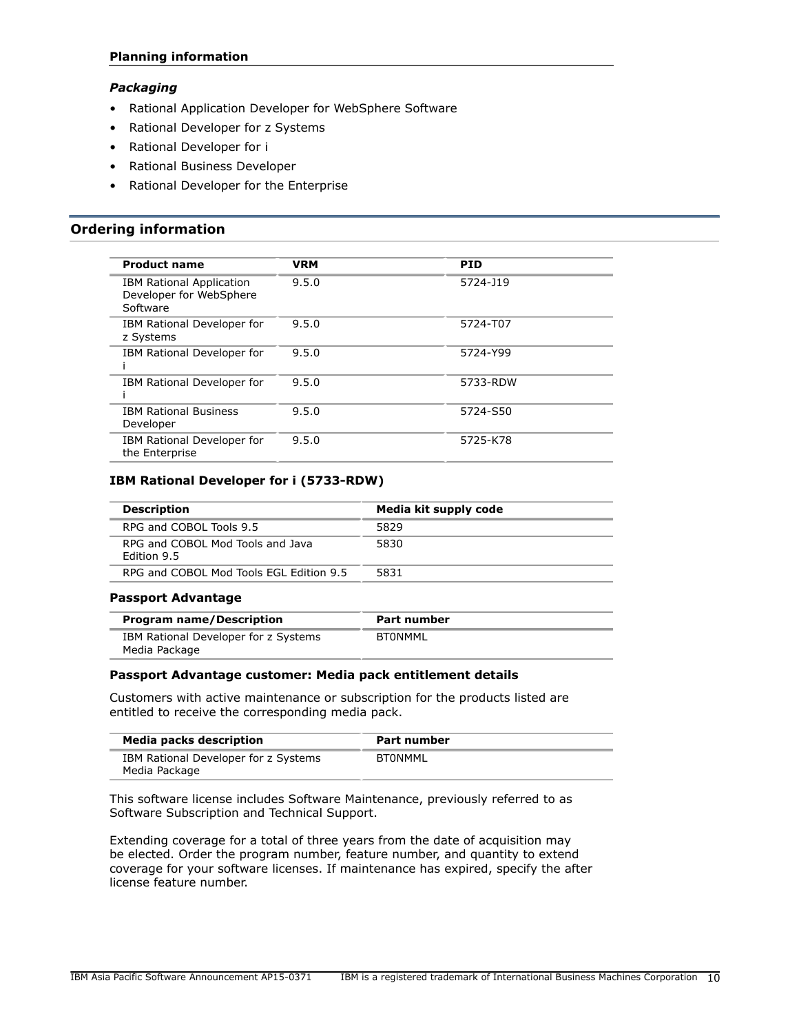**Planning information**

### *Packaging*

- Rational Application Developer for WebSphere Software
- Rational Developer for z Systems
- Rational Developer for i
- Rational Business Developer
- Rational Developer for the Enterprise

## Ordering information

| Product name | VRM | PID |
|---|---|---|
| IBM Rational Application Developer for WebSphere Software | 9.5.0 | 5724-J19 |
| IBM Rational Developer for z Systems | 9.5.0 | 5724-T07 |
| IBM Rational Developer for i | 9.5.0 | 5724-Y99 |
| IBM Rational Developer for i | 9.5.0 | 5733-RDW |
| IBM Rational Business Developer | 9.5.0 | 5724-S50 |
| IBM Rational Developer for the Enterprise | 9.5.0 | 5725-K78 |

### IBM Rational Developer for i (5733-RDW)

| Description | Media kit supply code |
|---|---|
| RPG and COBOL Tools 9.5 | 5829 |
| RPG and COBOL Mod Tools and Java Edition 9.5 | 5830 |
| RPG and COBOL Mod Tools EGL Edition 9.5 | 5831 |

### Passport Advantage

| Program name/Description | Part number |
|---|---|
| IBM Rational Developer for z Systems Media Package | BT0NMML |

### Passport Advantage customer: Media pack entitlement details

Customers with active maintenance or subscription for the products listed are entitled to receive the corresponding media pack.

| Media packs description | Part number |
|---|---|
| IBM Rational Developer for z Systems Media Package | BT0NMML |

This software license includes Software Maintenance, previously referred to as Software Subscription and Technical Support.

Extending coverage for a total of three years from the date of acquisition may be elected. Order the program number, feature number, and quantity to extend coverage for your software licenses. If maintenance has expired, specify the after license feature number.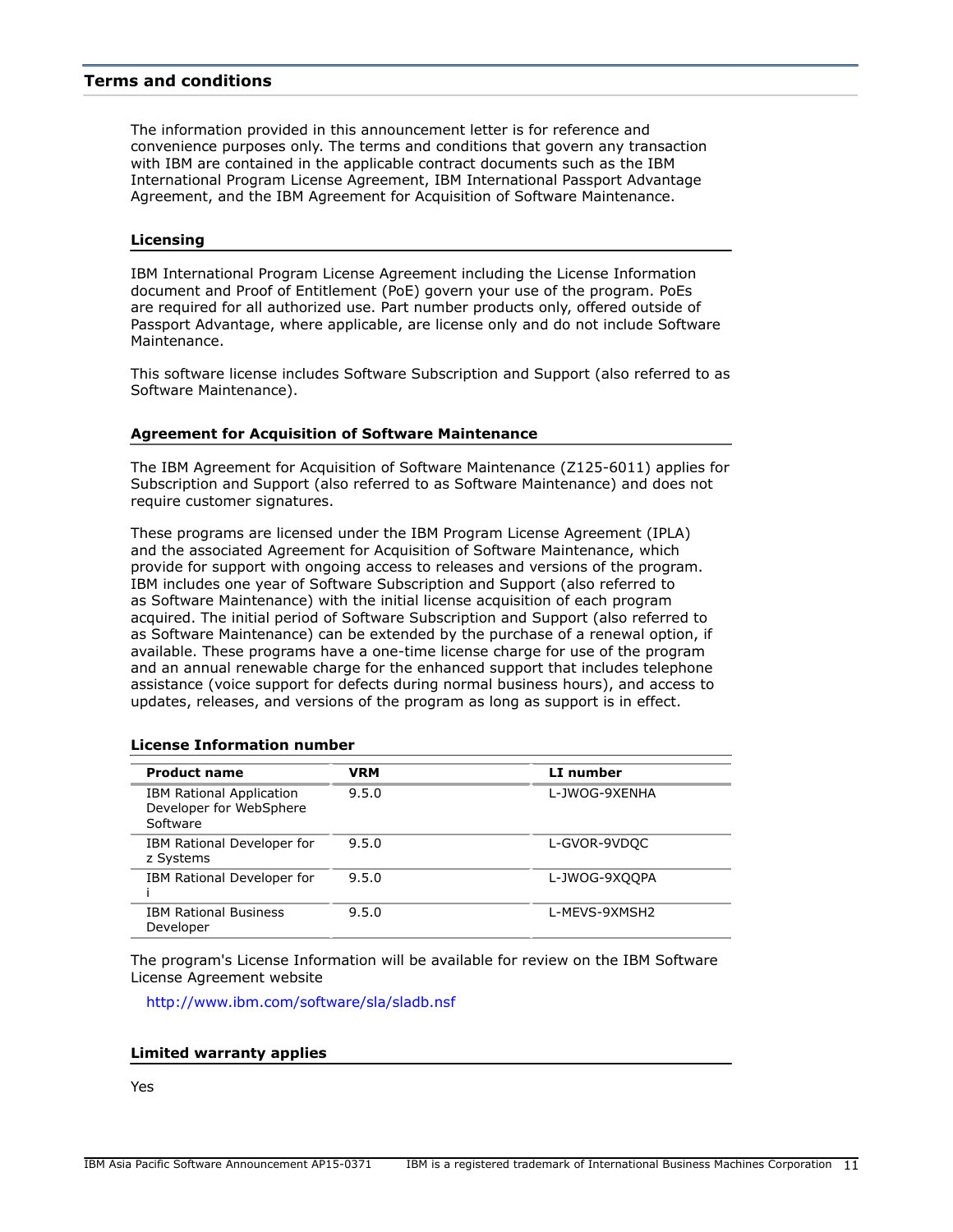## Terms and conditions

The information provided in this announcement letter is for reference and convenience purposes only. The terms and conditions that govern any transaction with IBM are contained in the applicable contract documents such as the IBM International Program License Agreement, IBM International Passport Advantage Agreement, and the IBM Agreement for Acquisition of Software Maintenance.

### Licensing

IBM International Program License Agreement including the License Information document and Proof of Entitlement (PoE) govern your use of the program. PoEs are required for all authorized use. Part number products only, offered outside of Passport Advantage, where applicable, are license only and do not include Software Maintenance.

This software license includes Software Subscription and Support (also referred to as Software Maintenance).

### Agreement for Acquisition of Software Maintenance

The IBM Agreement for Acquisition of Software Maintenance (Z125-6011) applies for Subscription and Support (also referred to as Software Maintenance) and does not require customer signatures.

These programs are licensed under the IBM Program License Agreement (IPLA) and the associated Agreement for Acquisition of Software Maintenance, which provide for support with ongoing access to releases and versions of the program. IBM includes one year of Software Subscription and Support (also referred to as Software Maintenance) with the initial license acquisition of each program acquired. The initial period of Software Subscription and Support (also referred to as Software Maintenance) can be extended by the purchase of a renewal option, if available. These programs have a one-time license charge for use of the program and an annual renewable charge for the enhanced support that includes telephone assistance (voice support for defects during normal business hours), and access to updates, releases, and versions of the program as long as support is in effect.

### License Information number

| Product name | VRM | LI number |
|---|---|---|
| IBM Rational Application Developer for WebSphere Software | 9.5.0 | L-JWOG-9XENHA |
| IBM Rational Developer for z Systems | 9.5.0 | L-GVOR-9VDQC |
| IBM Rational Developer for i | 9.5.0 | L-JWOG-9XQQPA |
| IBM Rational Business Developer | 9.5.0 | L-MEVS-9XMSH2 |

The program's License Information will be available for review on the IBM Software License Agreement website

http://www.ibm.com/software/sla/sladb.nsf

### Limited warranty applies

Yes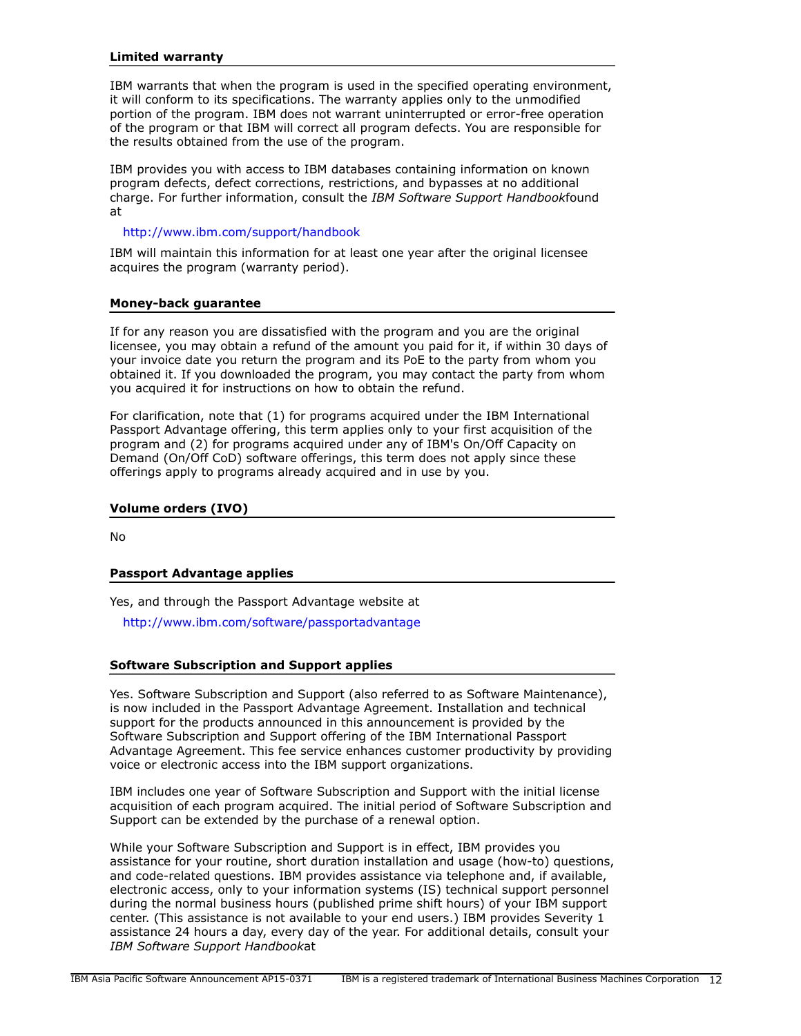### Limited warranty

IBM warrants that when the program is used in the specified operating environment, it will conform to its specifications. The warranty applies only to the unmodified portion of the program. IBM does not warrant uninterrupted or error-free operation of the program or that IBM will correct all program defects. You are responsible for the results obtained from the use of the program.

IBM provides you with access to IBM databases containing information on known program defects, defect corrections, restrictions, and bypasses at no additional charge. For further information, consult the *IBM Software Support Handbook*found at

http://www.ibm.com/support/handbook

IBM will maintain this information for at least one year after the original licensee acquires the program (warranty period).

### Money-back guarantee

If for any reason you are dissatisfied with the program and you are the original licensee, you may obtain a refund of the amount you paid for it, if within 30 days of your invoice date you return the program and its PoE to the party from whom you obtained it. If you downloaded the program, you may contact the party from whom you acquired it for instructions on how to obtain the refund.

For clarification, note that (1) for programs acquired under the IBM International Passport Advantage offering, this term applies only to your first acquisition of the program and (2) for programs acquired under any of IBM's On/Off Capacity on Demand (On/Off CoD) software offerings, this term does not apply since these offerings apply to programs already acquired and in use by you.

### Volume orders (IVO)

No

### Passport Advantage applies

Yes, and through the Passport Advantage website at

http://www.ibm.com/software/passportadvantage

### Software Subscription and Support applies

Yes. Software Subscription and Support (also referred to as Software Maintenance), is now included in the Passport Advantage Agreement. Installation and technical support for the products announced in this announcement is provided by the Software Subscription and Support offering of the IBM International Passport Advantage Agreement. This fee service enhances customer productivity by providing voice or electronic access into the IBM support organizations.

IBM includes one year of Software Subscription and Support with the initial license acquisition of each program acquired. The initial period of Software Subscription and Support can be extended by the purchase of a renewal option.

While your Software Subscription and Support is in effect, IBM provides you assistance for your routine, short duration installation and usage (how-to) questions, and code-related questions. IBM provides assistance via telephone and, if available, electronic access, only to your information systems (IS) technical support personnel during the normal business hours (published prime shift hours) of your IBM support center. (This assistance is not available to your end users.) IBM provides Severity 1 assistance 24 hours a day, every day of the year. For additional details, consult your *IBM Software Support Handbook*at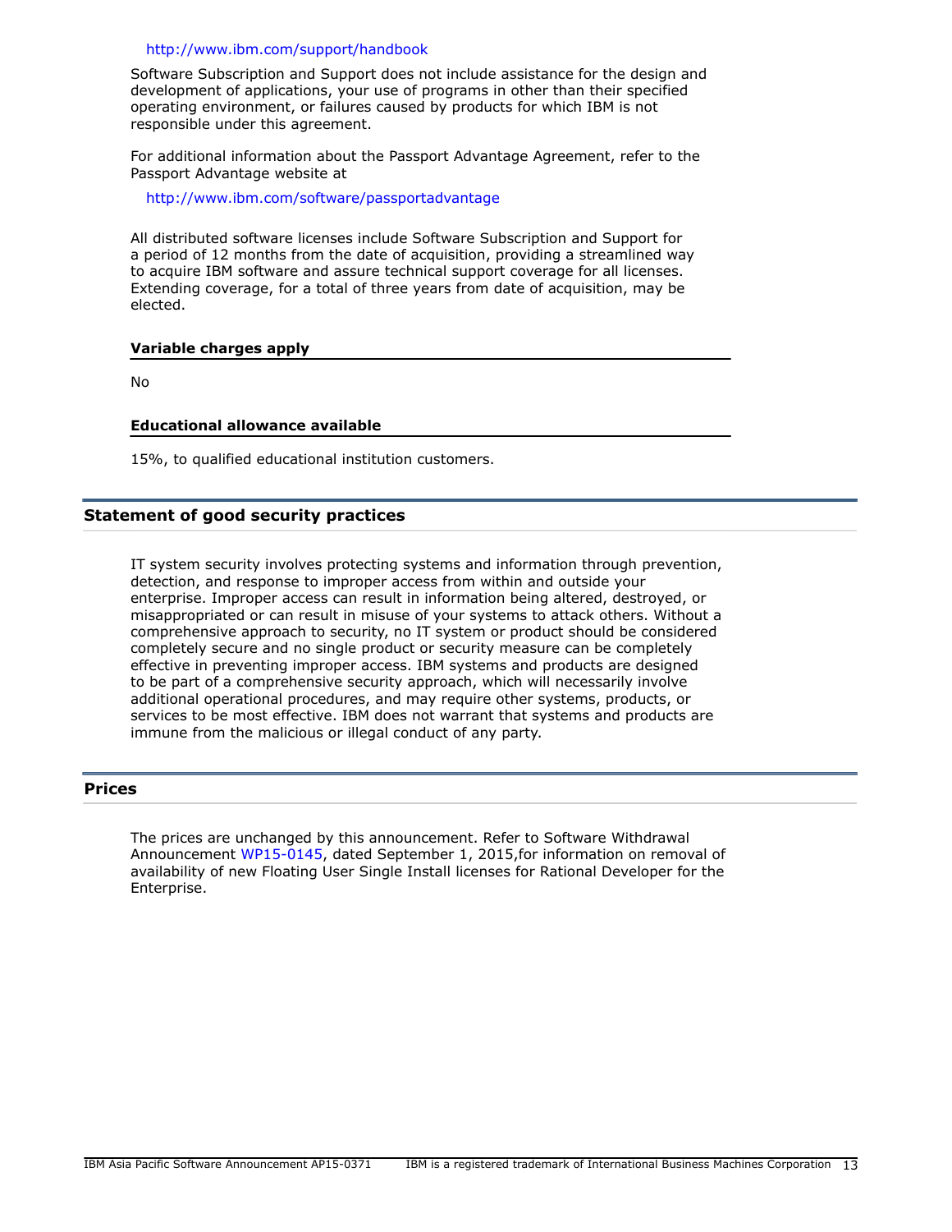http://www.ibm.com/support/handbook

Software Subscription and Support does not include assistance for the design and development of applications, your use of programs in other than their specified operating environment, or failures caused by products for which IBM is not responsible under this agreement.

For additional information about the Passport Advantage Agreement, refer to the Passport Advantage website at

http://www.ibm.com/software/passportadvantage

All distributed software licenses include Software Subscription and Support for a period of 12 months from the date of acquisition, providing a streamlined way to acquire IBM software and assure technical support coverage for all licenses. Extending coverage, for a total of three years from date of acquisition, may be elected.

### Variable charges apply

No

### Educational allowance available

15%, to qualified educational institution customers.

## Statement of good security practices

IT system security involves protecting systems and information through prevention, detection, and response to improper access from within and outside your enterprise. Improper access can result in information being altered, destroyed, or misappropriated or can result in misuse of your systems to attack others. Without a comprehensive approach to security, no IT system or product should be considered completely secure and no single product or security measure can be completely effective in preventing improper access. IBM systems and products are designed to be part of a comprehensive security approach, which will necessarily involve additional operational procedures, and may require other systems, products, or services to be most effective. IBM does not warrant that systems and products are immune from the malicious or illegal conduct of any party.

## Prices

The prices are unchanged by this announcement. Refer to Software Withdrawal Announcement WP15-0145, dated September 1, 2015,for information on removal of availability of new Floating User Single Install licenses for Rational Developer for the Enterprise.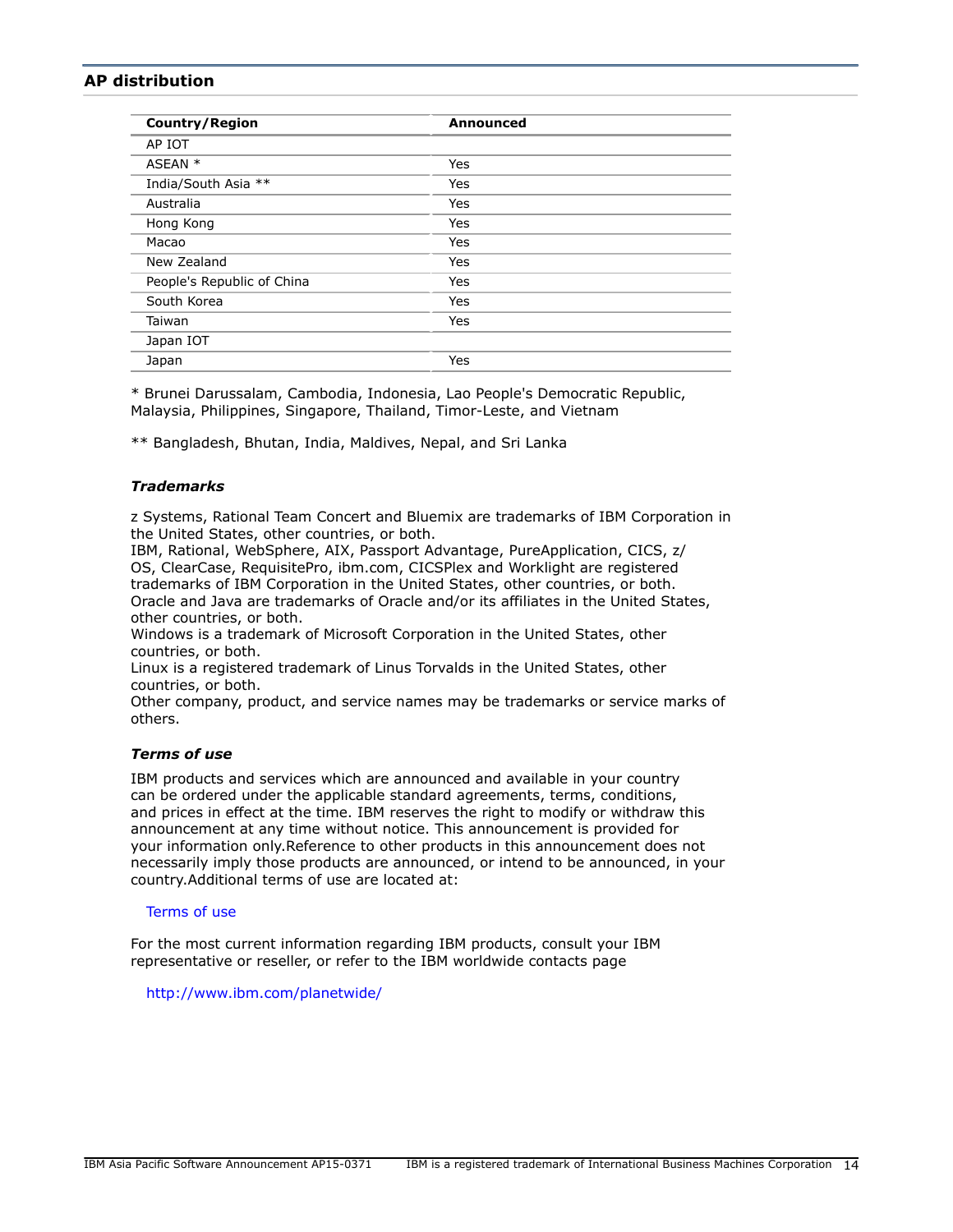## AP distribution

| Country/Region | Announced |
|---|---|
| AP IOT | |
| ASEAN * | Yes |
| India/South Asia ** | Yes |
| Australia | Yes |
| Hong Kong | Yes |
| Macao | Yes |
| New Zealand | Yes |
| People's Republic of China | Yes |
| South Korea | Yes |
| Taiwan | Yes |
| Japan IOT | |
| Japan | Yes |

* Brunei Darussalam, Cambodia, Indonesia, Lao People's Democratic Republic, Malaysia, Philippines, Singapore, Thailand, Timor-Leste, and Vietnam

** Bangladesh, Bhutan, India, Maldives, Nepal, and Sri Lanka

### *Trademarks*

z Systems, Rational Team Concert and Bluemix are trademarks of IBM Corporation in the United States, other countries, or both.
IBM, Rational, WebSphere, AIX, Passport Advantage, PureApplication, CICS, z/OS, ClearCase, RequisitePro, ibm.com, CICSPlex and Worklight are registered trademarks of IBM Corporation in the United States, other countries, or both.
Oracle and Java are trademarks of Oracle and/or its affiliates in the United States, other countries, or both.
Windows is a trademark of Microsoft Corporation in the United States, other countries, or both.
Linux is a registered trademark of Linus Torvalds in the United States, other countries, or both.
Other company, product, and service names may be trademarks or service marks of others.

### *Terms of use*

IBM products and services which are announced and available in your country can be ordered under the applicable standard agreements, terms, conditions, and prices in effect at the time. IBM reserves the right to modify or withdraw this announcement at any time without notice. This announcement is provided for your information only.Reference to other products in this announcement does not necessarily imply those products are announced, or intend to be announced, in your country.Additional terms of use are located at:

Terms of use

For the most current information regarding IBM products, consult your IBM representative or reseller, or refer to the IBM worldwide contacts page

http://www.ibm.com/planetwide/